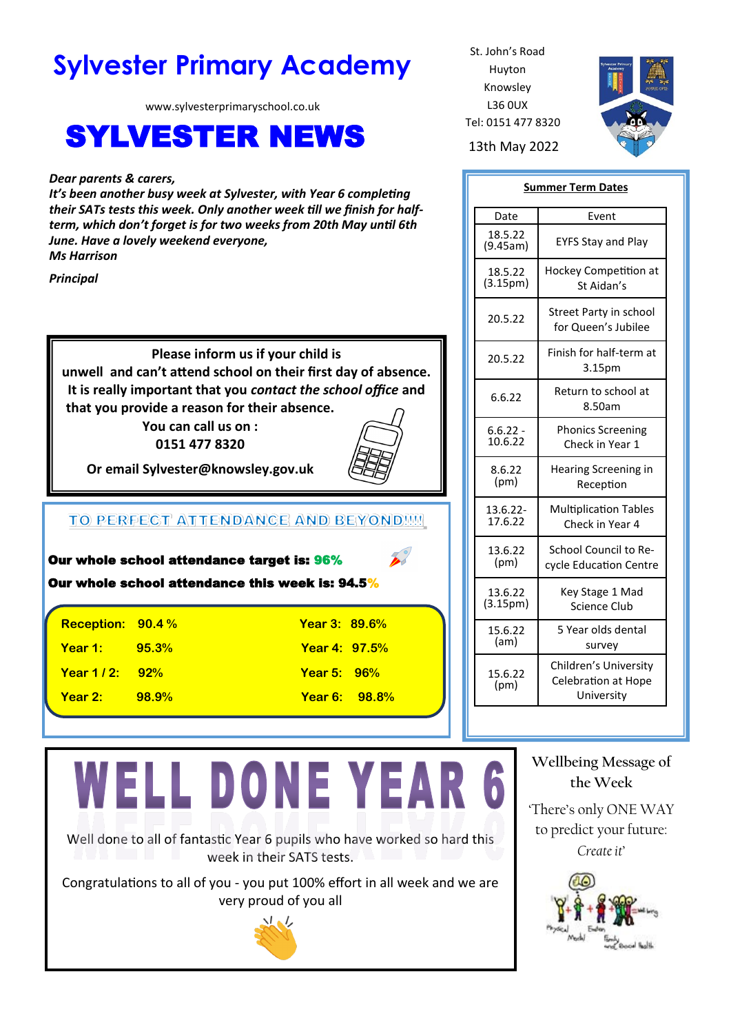# Sylvester Primary Academy

www.sylvesterprimaryschool.co.uk

# SYLVESTER NEWS

St. John's Road
Huyton
Knowsley
L36 0UX
Tel: 0151 477 8320

13th May 2022

***Dear parents & carers,***
***It's been another busy week at Sylvester, with Year 6 completing their SATs tests this week. Only another week till we finish for half-term, which don't forget is for two weeks from 20th May until 6th June. Have a lovely weekend everyone,***
***Ms Harrison***

***Principal***

**Please inform us if your child is unwell and can't attend school on their first day of absence. It is really important that you *contact the school office* and that you provide a reason for their absence.**
**You can call us on :**
**0151 477 8320**

**Or email Sylvester@knowsley.gov.uk**

## TO PERFECT ATTENDANCE AND BEYOND!!!!

**Our whole school attendance target is: 96%**

**Our whole school attendance this week is: 94.5%**

| | | | |
|---|---|---|---|
| **Reception:** | **90.4 %** | **Year 3:** | **89.6%** |
| **Year 1:** | **95.3%** | **Year 4:** | **97.5%** |
| **Year 1 / 2:** | **92%** | **Year 5:** | **96%** |
| **Year 2:** | **98.9%** | **Year 6:** | **98.8%** |

## Summer Term Dates

| Date | Event |
|---|---|
| 18.5.22 (9.45am) | EYFS Stay and Play |
| 18.5.22 (3.15pm) | Hockey Competition at St Aidan's |
| 20.5.22 | Street Party in school for Queen's Jubilee |
| 20.5.22 | Finish for half-term at 3.15pm |
| 6.6.22 | Return to school at 8.50am |
| 6.6.22 - 10.6.22 | Phonics Screening Check in Year 1 |
| 8.6.22 (pm) | Hearing Screening in Reception |
| 13.6.22- 17.6.22 | Multiplication Tables Check in Year 4 |
| 13.6.22 (pm) | School Council to Re-cycle Education Centre |
| 13.6.22 (3.15pm) | Key Stage 1 Mad Science Club |
| 15.6.22 (am) | 5 Year olds dental survey |
| 15.6.22 (pm) | Children's University Celebration at Hope University |

# WELL DONE YEAR 6

Well done to all of fantastic Year 6 pupils who have worked so hard this week in their SATS tests.

Congratulations to all of you - you put 100% effort in all week and we are very proud of you all

## Wellbeing Message of the Week

'There's only ONE WAY to predict your future: *Create it*'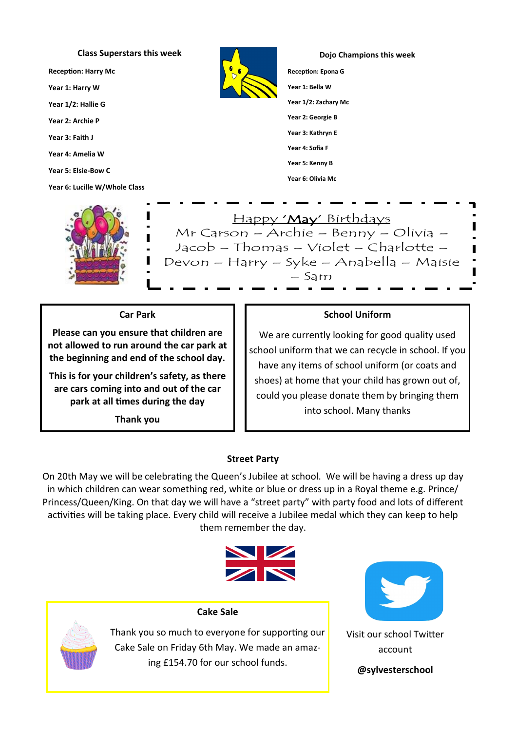### Class Superstars this week

Reception: Harry Mc

Year 1: Harry W

Year 1/2: Hallie G

Year 2: Archie P

Year 3: Faith J

Year 4: Amelia W

Year 5: Elsie-Bow C

Year 6: Lucille W/Whole Class

### Dojo Champions this week

Reception: Epona G

Year 1: Bella W

Year 1/2: Zachary Mc

Year 2: Georgie B

Year 3: Kathryn E

Year 4: Sofia F

Year 5: Kenny B

Year 6: Olivia Mc

### Happy 'May' Birthdays

Mr Carson – Archie – Benny – Olivia – Jacob – Thomas – Violet – Charlotte – Devon – Harry – Syke – Anabella – Maisie – Sam

### Car Park

**Please can you ensure that children are not allowed to run around the car park at the beginning and end of the school day.**

**This is for your children's safety, as there are cars coming into and out of the car park at all times during the day**

**Thank you**

### School Uniform

We are currently looking for good quality used school uniform that we can recycle in school. If you have any items of school uniform (or coats and shoes) at home that your child has grown out of, could you please donate them by bringing them into school. Many thanks

### Street Party

On 20th May we will be celebrating the Queen's Jubilee at school. We will be having a dress up day in which children can wear something red, white or blue or dress up in a Royal theme e.g. Prince/ Princess/Queen/King. On that day we will have a "street party" with party food and lots of different activities will be taking place. Every child will receive a Jubilee medal which they can keep to help them remember the day.

### Cake Sale

Thank you so much to everyone for supporting our Cake Sale on Friday 6th May. We made an amazing £154.70 for our school funds.

Visit our school Twitter account

**@sylvesterschool**